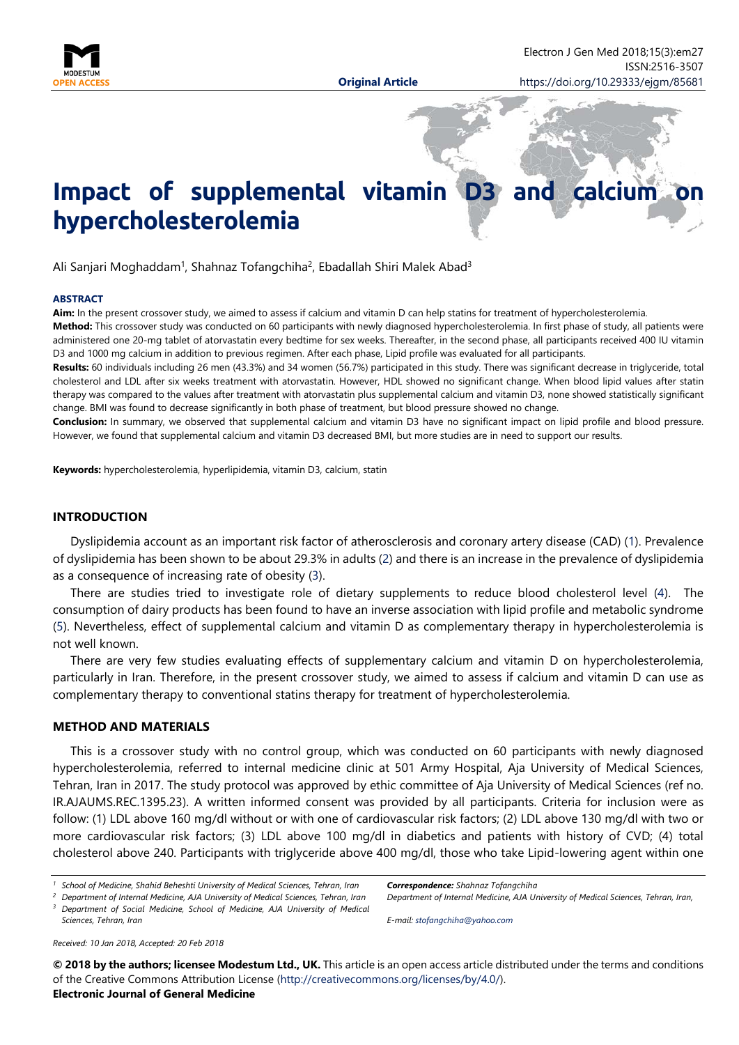# Impact of supplemental vitamin D3 and calcium on hypercholesterolemia

Ali Sanjari Moghaddam[1], Shahnaz Tofangchiha[2], Ebadallah Shiri Malek Abad[3]

**ABSTRACT**

**Aim:** In the present crossover study, we aimed to assess if calcium and vitamin D can help statins for treatment of hypercholesterolemia.

**Method:** This crossover study was conducted on 60 participants with newly diagnosed hypercholesterolemia. In first phase of study, all patients were administered one 20-mg tablet of atorvastatin every bedtime for sex weeks. Thereafter, in the second phase, all participants received 400 IU vitamin D3 and 1000 mg calcium in addition to previous regimen. After each phase, Lipid profile was evaluated for all participants.

**Results:** 60 individuals including 26 men (43.3%) and 34 women (56.7%) participated in this study. There was significant decrease in triglyceride, total cholesterol and LDL after six weeks treatment with atorvastatin. However, HDL showed no significant change. When blood lipid values after statin therapy was compared to the values after treatment with atorvastatin plus supplemental calcium and vitamin D3, none showed statistically significant change. BMI was found to decrease significantly in both phase of treatment, but blood pressure showed no change.

**Conclusion:** In summary, we observed that supplemental calcium and vitamin D3 have no significant impact on lipid profile and blood pressure. However, we found that supplemental calcium and vitamin D3 decreased BMI, but more studies are in need to support our results.

**Keywords:** hypercholesterolemia, hyperlipidemia, vitamin D3, calcium, statin

## INTRODUCTION

Dyslipidemia account as an important risk factor of atherosclerosis and coronary artery disease (CAD) (1). Prevalence of dyslipidemia has been shown to be about 29.3% in adults (2) and there is an increase in the prevalence of dyslipidemia as a consequence of increasing rate of obesity (3).

There are studies tried to investigate role of dietary supplements to reduce blood cholesterol level (4). The consumption of dairy products has been found to have an inverse association with lipid profile and metabolic syndrome (5). Nevertheless, effect of supplemental calcium and vitamin D as complementary therapy in hypercholesterolemia is not well known.

There are very few studies evaluating effects of supplementary calcium and vitamin D on hypercholesterolemia, particularly in Iran. Therefore, in the present crossover study, we aimed to assess if calcium and vitamin D can use as complementary therapy to conventional statins therapy for treatment of hypercholesterolemia.

## METHOD AND MATERIALS

This is a crossover study with no control group, which was conducted on 60 participants with newly diagnosed hypercholesterolemia, referred to internal medicine clinic at 501 Army Hospital, Aja University of Medical Sciences, Tehran, Iran in 2017. The study protocol was approved by ethic committee of Aja University of Medical Sciences (ref no. IR.AJAUMS.REC.1395.23). A written informed consent was provided by all participants. Criteria for inclusion were as follow: (1) LDL above 160 mg/dl without or with one of cardiovascular risk factors; (2) LDL above 130 mg/dl with two or more cardiovascular risk factors; (3) LDL above 100 mg/dl in diabetics and patients with history of CVD; (4) total cholesterol above 240. Participants with triglyceride above 400 mg/dl, those who take Lipid-lowering agent within one

[1] School of Medicine, Shahid Beheshti University of Medical Sciences, Tehran, Iran
[2] Department of Internal Medicine, AJA University of Medical Sciences, Tehran, Iran
[3] Department of Social Medicine, School of Medicine, AJA University of Medical Sciences, Tehran, Iran

*Correspondence:* Shahnaz Tofangchiha
Department of Internal Medicine, AJA University of Medical Sciences, Tehran, Iran,
E-mail: stofangchiha@yahoo.com

Received: 10 Jan 2018, Accepted: 20 Feb 2018

**© 2018 by the authors; licensee Modestum Ltd., UK.** This article is an open access article distributed under the terms and conditions of the Creative Commons Attribution License (http://creativecommons.org/licenses/by/4.0/).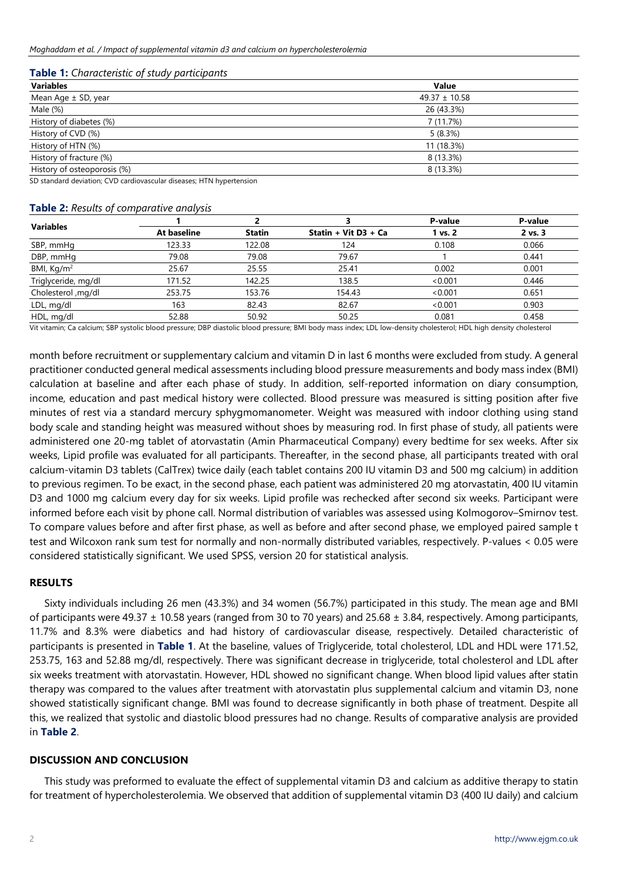**Table 1:** *Characteristic of study participants*

| Variables | Value |
|---|---|
| Mean Age ± SD, year | 49.37 ± 10.58 |
| Male (%) | 26 (43.3%) |
| History of diabetes (%) | 7 (11.7%) |
| History of CVD (%) | 5 (8.3%) |
| History of HTN (%) | 11 (18.3%) |
| History of fracture (%) | 8 (13.3%) |
| History of osteoporosis (%) | 8 (13.3%) |

SD standard deviation; CVD cardiovascular diseases; HTN hypertension

**Table 2:** *Results of comparative analysis*

| Variables | 1 | 2 | 3 | P-value | P-value |
|---|---|---|---|---|---|
| | At baseline | Statin | Statin + Vit D3 + Ca | 1 vs. 2 | 2 vs. 3 |
| SBP, mmHg | 123.33 | 122.08 | 124 | 0.108 | 0.066 |
| DBP, mmHg | 79.08 | 79.08 | 79.67 | 1 | 0.441 |
| BMI, Kg/m$^2$ | 25.67 | 25.55 | 25.41 | 0.002 | 0.001 |
| Triglyceride, mg/dl | 171.52 | 142.25 | 138.5 | <0.001 | 0.446 |
| Cholesterol ,mg/dl | 253.75 | 153.76 | 154.43 | <0.001 | 0.651 |
| LDL, mg/dl | 163 | 82.43 | 82.67 | <0.001 | 0.903 |
| HDL, mg/dl | 52.88 | 50.92 | 50.25 | 0.081 | 0.458 |

Vit vitamin; Ca calcium; SBP systolic blood pressure; DBP diastolic blood pressure; BMI body mass index; LDL low-density cholesterol; HDL high density cholesterol

month before recruitment or supplementary calcium and vitamin D in last 6 months were excluded from study. A general practitioner conducted general medical assessments including blood pressure measurements and body mass index (BMI) calculation at baseline and after each phase of study. In addition, self-reported information on diary consumption, income, education and past medical history were collected. Blood pressure was measured is sitting position after five minutes of rest via a standard mercury sphygmomanometer. Weight was measured with indoor clothing using stand body scale and standing height was measured without shoes by measuring rod. In first phase of study, all patients were administered one 20-mg tablet of atorvastatin (Amin Pharmaceutical Company) every bedtime for sex weeks. After six weeks, Lipid profile was evaluated for all participants. Thereafter, in the second phase, all participants treated with oral calcium-vitamin D3 tablets (CalTrex) twice daily (each tablet contains 200 IU vitamin D3 and 500 mg calcium) in addition to previous regimen. To be exact, in the second phase, each patient was administered 20 mg atorvastatin, 400 IU vitamin D3 and 1000 mg calcium every day for six weeks. Lipid profile was rechecked after second six weeks. Participant were informed before each visit by phone call. Normal distribution of variables was assessed using Kolmogorov–Smirnov test. To compare values before and after first phase, as well as before and after second phase, we employed paired sample t test and Wilcoxon rank sum test for normally and non-normally distributed variables, respectively. P-values < 0.05 were considered statistically significant. We used SPSS, version 20 for statistical analysis.

## RESULTS

Sixty individuals including 26 men (43.3%) and 34 women (56.7%) participated in this study. The mean age and BMI of participants were 49.37 ± 10.58 years (ranged from 30 to 70 years) and 25.68 ± 3.84, respectively. Among participants, 11.7% and 8.3% were diabetics and had history of cardiovascular disease, respectively. Detailed characteristic of participants is presented in **Table 1**. At the baseline, values of Triglyceride, total cholesterol, LDL and HDL were 171.52, 253.75, 163 and 52.88 mg/dl, respectively. There was significant decrease in triglyceride, total cholesterol and LDL after six weeks treatment with atorvastatin. However, HDL showed no significant change. When blood lipid values after statin therapy was compared to the values after treatment with atorvastatin plus supplemental calcium and vitamin D3, none showed statistically significant change. BMI was found to decrease significantly in both phase of treatment. Despite all this, we realized that systolic and diastolic blood pressures had no change. Results of comparative analysis are provided in **Table 2**.

## DISCUSSION AND CONCLUSION

This study was preformed to evaluate the effect of supplemental vitamin D3 and calcium as additive therapy to statin for treatment of hypercholesterolemia. We observed that addition of supplemental vitamin D3 (400 IU daily) and calcium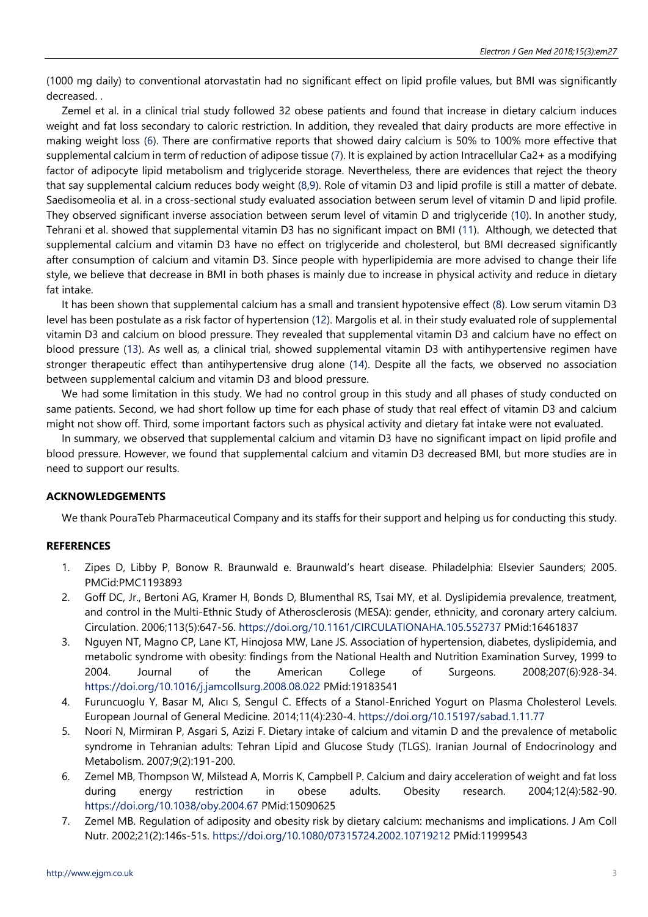(1000 mg daily) to conventional atorvastatin had no significant effect on lipid profile values, but BMI was significantly decreased. .

Zemel et al. in a clinical trial study followed 32 obese patients and found that increase in dietary calcium induces weight and fat loss secondary to caloric restriction. In addition, they revealed that dairy products are more effective in making weight loss (6). There are confirmative reports that showed dairy calcium is 50% to 100% more effective that supplemental calcium in term of reduction of adipose tissue (7). It is explained by action Intracellular $Ca2+$ as a modifying factor of adipocyte lipid metabolism and triglyceride storage. Nevertheless, there are evidences that reject the theory that say supplemental calcium reduces body weight (8,9). Role of vitamin D3 and lipid profile is still a matter of debate. Saedisomeolia et al. in a cross-sectional study evaluated association between serum level of vitamin D and lipid profile. They observed significant inverse association between serum level of vitamin D and triglyceride (10). In another study, Tehrani et al. showed that supplemental vitamin D3 has no significant impact on BMI (11). Although, we detected that supplemental calcium and vitamin D3 have no effect on triglyceride and cholesterol, but BMI decreased significantly after consumption of calcium and vitamin D3. Since people with hyperlipidemia are more advised to change their life style, we believe that decrease in BMI in both phases is mainly due to increase in physical activity and reduce in dietary fat intake.

It has been shown that supplemental calcium has a small and transient hypotensive effect (8). Low serum vitamin D3 level has been postulate as a risk factor of hypertension (12). Margolis et al. in their study evaluated role of supplemental vitamin D3 and calcium on blood pressure. They revealed that supplemental vitamin D3 and calcium have no effect on blood pressure (13). As well as, a clinical trial, showed supplemental vitamin D3 with antihypertensive regimen have stronger therapeutic effect than antihypertensive drug alone (14). Despite all the facts, we observed no association between supplemental calcium and vitamin D3 and blood pressure.

We had some limitation in this study. We had no control group in this study and all phases of study conducted on same patients. Second, we had short follow up time for each phase of study that real effect of vitamin D3 and calcium might not show off. Third, some important factors such as physical activity and dietary fat intake were not evaluated.

In summary, we observed that supplemental calcium and vitamin D3 have no significant impact on lipid profile and blood pressure. However, we found that supplemental calcium and vitamin D3 decreased BMI, but more studies are in need to support our results.

## ACKNOWLEDGEMENTS

We thank PouraTeb Pharmaceutical Company and its staffs for their support and helping us for conducting this study.

## REFERENCES

1. Zipes D, Libby P, Bonow R. Braunwald e. Braunwald's heart disease. Philadelphia: Elsevier Saunders; 2005. PMCid:PMC1193893
2. Goff DC, Jr., Bertoni AG, Kramer H, Bonds D, Blumenthal RS, Tsai MY, et al. Dyslipidemia prevalence, treatment, and control in the Multi-Ethnic Study of Atherosclerosis (MESA): gender, ethnicity, and coronary artery calcium. Circulation. 2006;113(5):647-56. https://doi.org/10.1161/CIRCULATIONAHA.105.552737 PMid:16461837
3. Nguyen NT, Magno CP, Lane KT, Hinojosa MW, Lane JS. Association of hypertension, diabetes, dyslipidemia, and metabolic syndrome with obesity: findings from the National Health and Nutrition Examination Survey, 1999 to 2004. Journal of the American College of Surgeons. 2008;207(6):928-34. https://doi.org/10.1016/j.jamcollsurg.2008.08.022 PMid:19183541
4. Furuncuoglu Y, Basar M, Alıcı S, Sengul C. Effects of a Stanol-Enriched Yogurt on Plasma Cholesterol Levels. European Journal of General Medicine. 2014;11(4):230-4. https://doi.org/10.15197/sabad.1.11.77
5. Noori N, Mirmiran P, Asgari S, Azizi F. Dietary intake of calcium and vitamin D and the prevalence of metabolic syndrome in Tehranian adults: Tehran Lipid and Glucose Study (TLGS). Iranian Journal of Endocrinology and Metabolism. 2007;9(2):191-200.
6. Zemel MB, Thompson W, Milstead A, Morris K, Campbell P. Calcium and dairy acceleration of weight and fat loss during energy restriction in obese adults. Obesity research. 2004;12(4):582-90. https://doi.org/10.1038/oby.2004.67 PMid:15090625
7. Zemel MB. Regulation of adiposity and obesity risk by dietary calcium: mechanisms and implications. J Am Coll Nutr. 2002;21(2):146s-51s. https://doi.org/10.1080/07315724.2002.10719212 PMid:11999543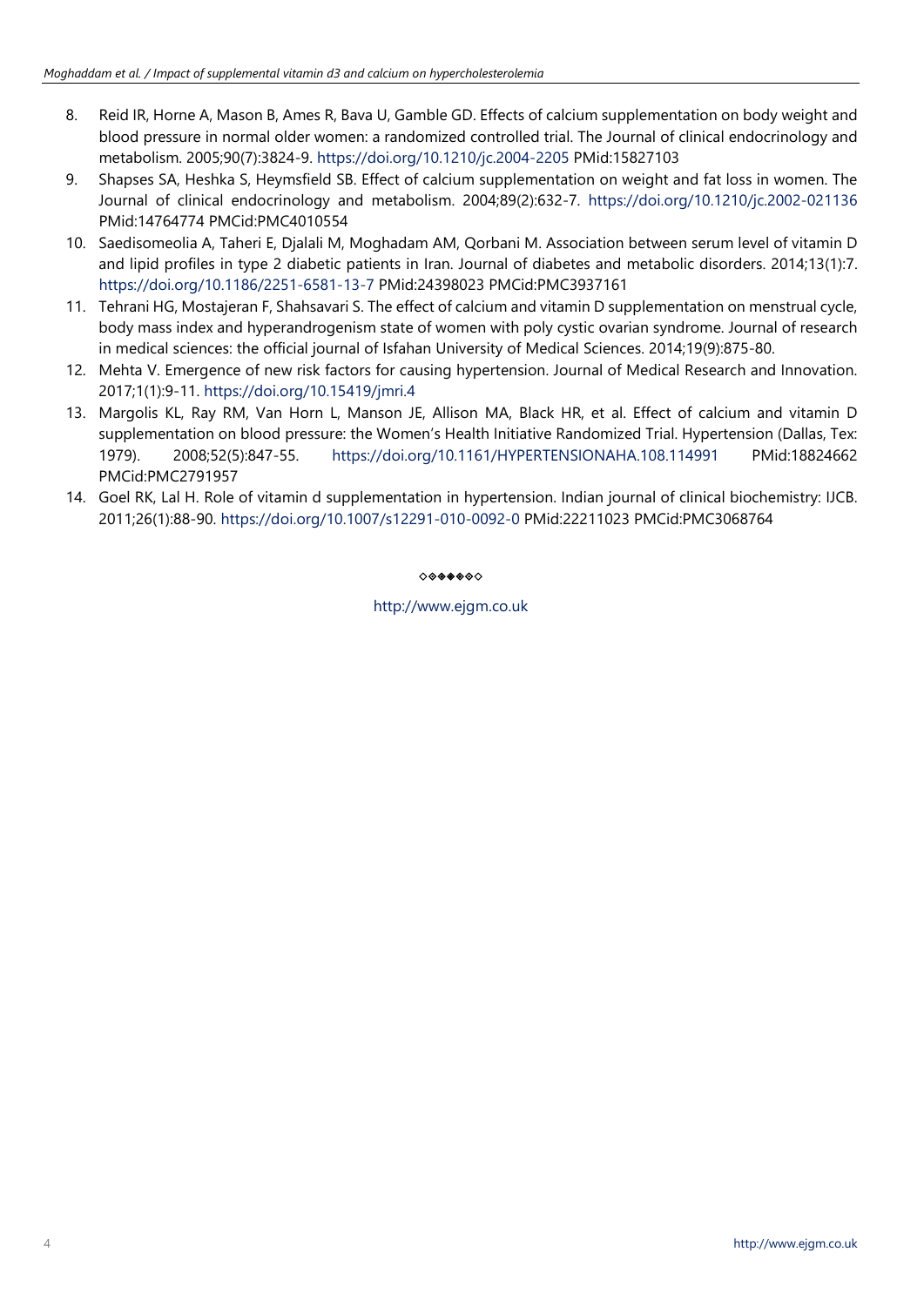8. Reid IR, Horne A, Mason B, Ames R, Bava U, Gamble GD. Effects of calcium supplementation on body weight and blood pressure in normal older women: a randomized controlled trial. The Journal of clinical endocrinology and metabolism. 2005;90(7):3824-9. https://doi.org/10.1210/jc.2004-2205 PMid:15827103
9. Shapses SA, Heshka S, Heymsfield SB. Effect of calcium supplementation on weight and fat loss in women. The Journal of clinical endocrinology and metabolism. 2004;89(2):632-7. https://doi.org/10.1210/jc.2002-021136 PMid:14764774 PMCid:PMC4010554
10. Saedisomeolia A, Taheri E, Djalali M, Moghadam AM, Qorbani M. Association between serum level of vitamin D and lipid profiles in type 2 diabetic patients in Iran. Journal of diabetes and metabolic disorders. 2014;13(1):7. https://doi.org/10.1186/2251-6581-13-7 PMid:24398023 PMCid:PMC3937161
11. Tehrani HG, Mostajeran F, Shahsavari S. The effect of calcium and vitamin D supplementation on menstrual cycle, body mass index and hyperandrogenism state of women with poly cystic ovarian syndrome. Journal of research in medical sciences: the official journal of Isfahan University of Medical Sciences. 2014;19(9):875-80.
12. Mehta V. Emergence of new risk factors for causing hypertension. Journal of Medical Research and Innovation. 2017;1(1):9-11. https://doi.org/10.15419/jmri.4
13. Margolis KL, Ray RM, Van Horn L, Manson JE, Allison MA, Black HR, et al. Effect of calcium and vitamin D supplementation on blood pressure: the Women's Health Initiative Randomized Trial. Hypertension (Dallas, Tex: 1979). 2008;52(5):847-55. https://doi.org/10.1161/HYPERTENSIONAHA.108.114991 PMid:18824662 PMCid:PMC2791957
14. Goel RK, Lal H. Role of vitamin d supplementation in hypertension. Indian journal of clinical biochemistry: IJCB. 2011;26(1):88-90. https://doi.org/10.1007/s12291-010-0092-0 PMid:22211023 PMCid:PMC3068764

◇◈◈◆◈◈◇

http://www.ejgm.co.uk